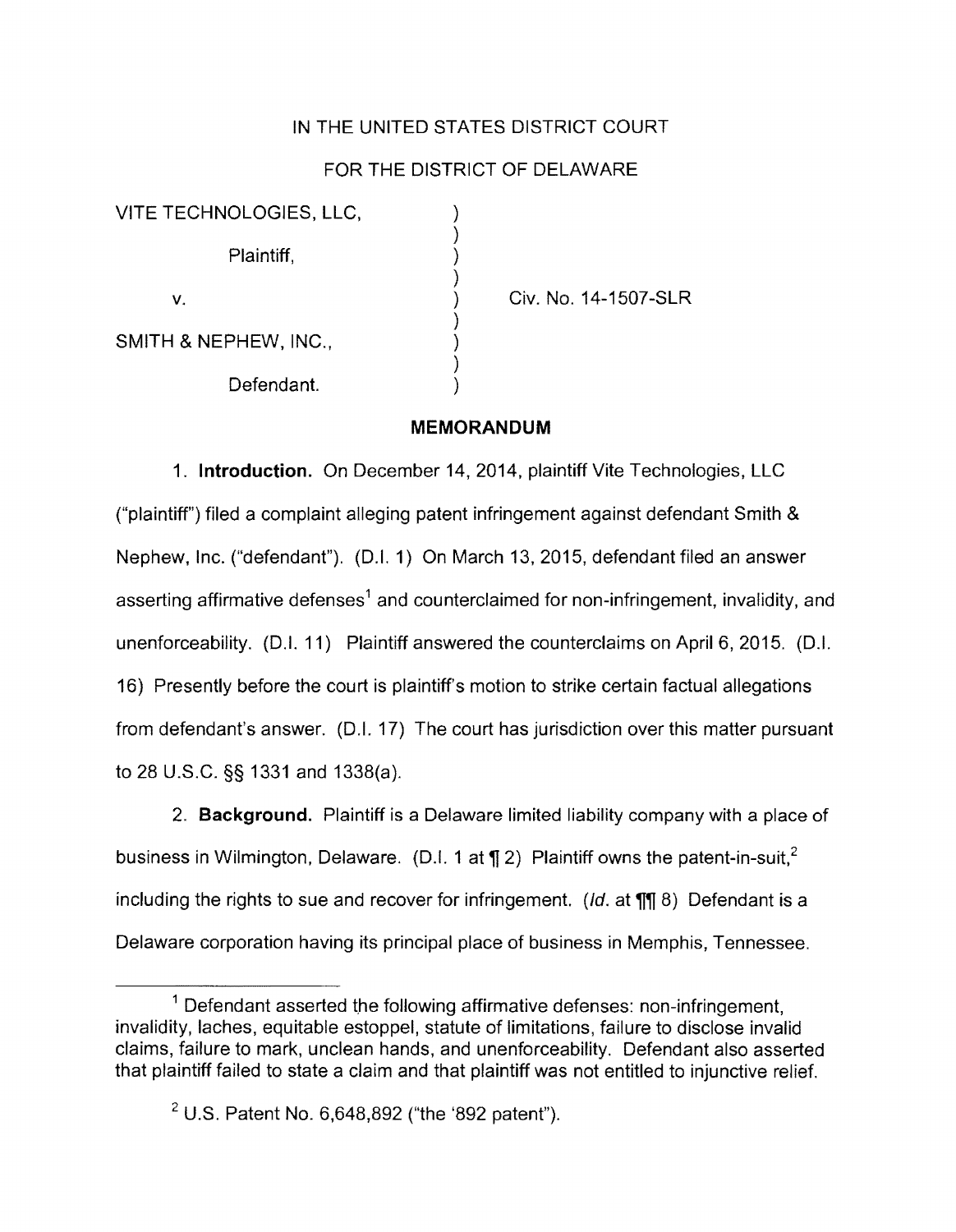IN THE UNITED STATES DISTRICT COURT

FOR THE DISTRICT OF DELAWARE

VITE TECHNOLOGIES, LLC,

Plaintiff,

v.

SMITH & NEPHEW, INC.,

Defendant.

Civ. No. 14-1507-SLR

**MEMORANDUM**

1. **Introduction.** On December 14, 2014, plaintiff Vite Technologies, LLC ("plaintiff") filed a complaint alleging patent infringement against defendant Smith & Nephew, Inc. ("defendant"). (D.I. 1) On March 13, 2015, defendant filed an answer asserting affirmative defenses[1] and counterclaimed for non-infringement, invalidity, and unenforceability. (D.I. 11) Plaintiff answered the counterclaims on April 6, 2015. (D.I. 16) Presently before the court is plaintiff's motion to strike certain factual allegations from defendant's answer. (D.I. 17) The court has jurisdiction over this matter pursuant to 28 U.S.C. §§ 1331 and 1338(a).

2. **Background.** Plaintiff is a Delaware limited liability company with a place of business in Wilmington, Delaware. (D.I. 1 at ¶ 2) Plaintiff owns the patent-in-suit,[2] including the rights to sue and recover for infringement. (*Id.* at ¶¶ 8) Defendant is a Delaware corporation having its principal place of business in Memphis, Tennessee.

[1] Defendant asserted the following affirmative defenses: non-infringement, invalidity, laches, equitable estoppel, statute of limitations, failure to disclose invalid claims, failure to mark, unclean hands, and unenforceability. Defendant also asserted that plaintiff failed to state a claim and that plaintiff was not entitled to injunctive relief.

[2] U.S. Patent No. 6,648,892 ("the '892 patent").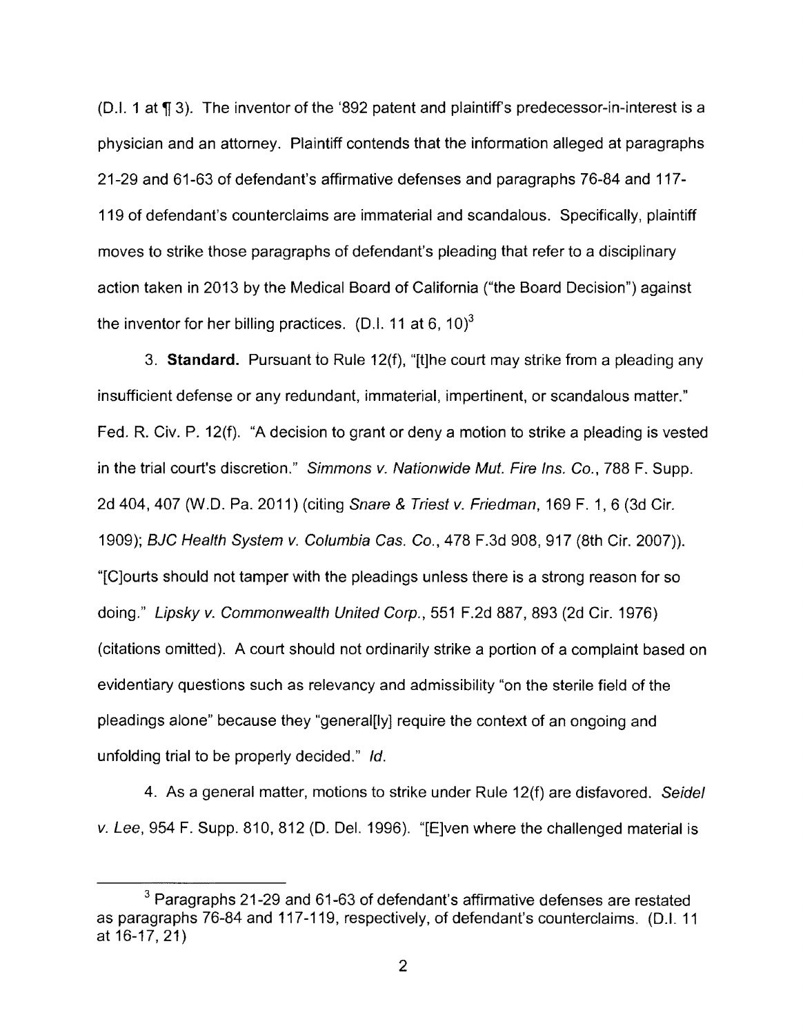(D.I. 1 at ¶ 3). The inventor of the '892 patent and plaintiff's predecessor-in-interest is a physician and an attorney. Plaintiff contends that the information alleged at paragraphs 21-29 and 61-63 of defendant's affirmative defenses and paragraphs 76-84 and 117-119 of defendant's counterclaims are immaterial and scandalous. Specifically, plaintiff moves to strike those paragraphs of defendant's pleading that refer to a disciplinary action taken in 2013 by the Medical Board of California ("the Board Decision") against the inventor for her billing practices. (D.I. 11 at 6, 10)[3]

3. **Standard.** Pursuant to Rule 12(f), "[t]he court may strike from a pleading any insufficient defense or any redundant, immaterial, impertinent, or scandalous matter." Fed. R. Civ. P. 12(f). "A decision to grant or deny a motion to strike a pleading is vested in the trial court's discretion." *Simmons v. Nationwide Mut. Fire Ins. Co.*, 788 F. Supp. 2d 404, 407 (W.D. Pa. 2011) (citing *Snare & Triest v. Friedman*, 169 F. 1, 6 (3d Cir. 1909); *BJC Health System v. Columbia Cas. Co.*, 478 F.3d 908, 917 (8th Cir. 2007)). "[C]ourts should not tamper with the pleadings unless there is a strong reason for so doing." *Lipsky v. Commonwealth United Corp.*, 551 F.2d 887, 893 (2d Cir. 1976) (citations omitted). A court should not ordinarily strike a portion of a complaint based on evidentiary questions such as relevancy and admissibility "on the sterile field of the pleadings alone" because they "general[ly] require the context of an ongoing and unfolding trial to be properly decided." *Id.*

4. As a general matter, motions to strike under Rule 12(f) are disfavored. *Seidel v. Lee*, 954 F. Supp. 810, 812 (D. Del. 1996). "[E]ven where the challenged material is

[3] Paragraphs 21-29 and 61-63 of defendant's affirmative defenses are restated as paragraphs 76-84 and 117-119, respectively, of defendant's counterclaims. (D.I. 11 at 16-17, 21)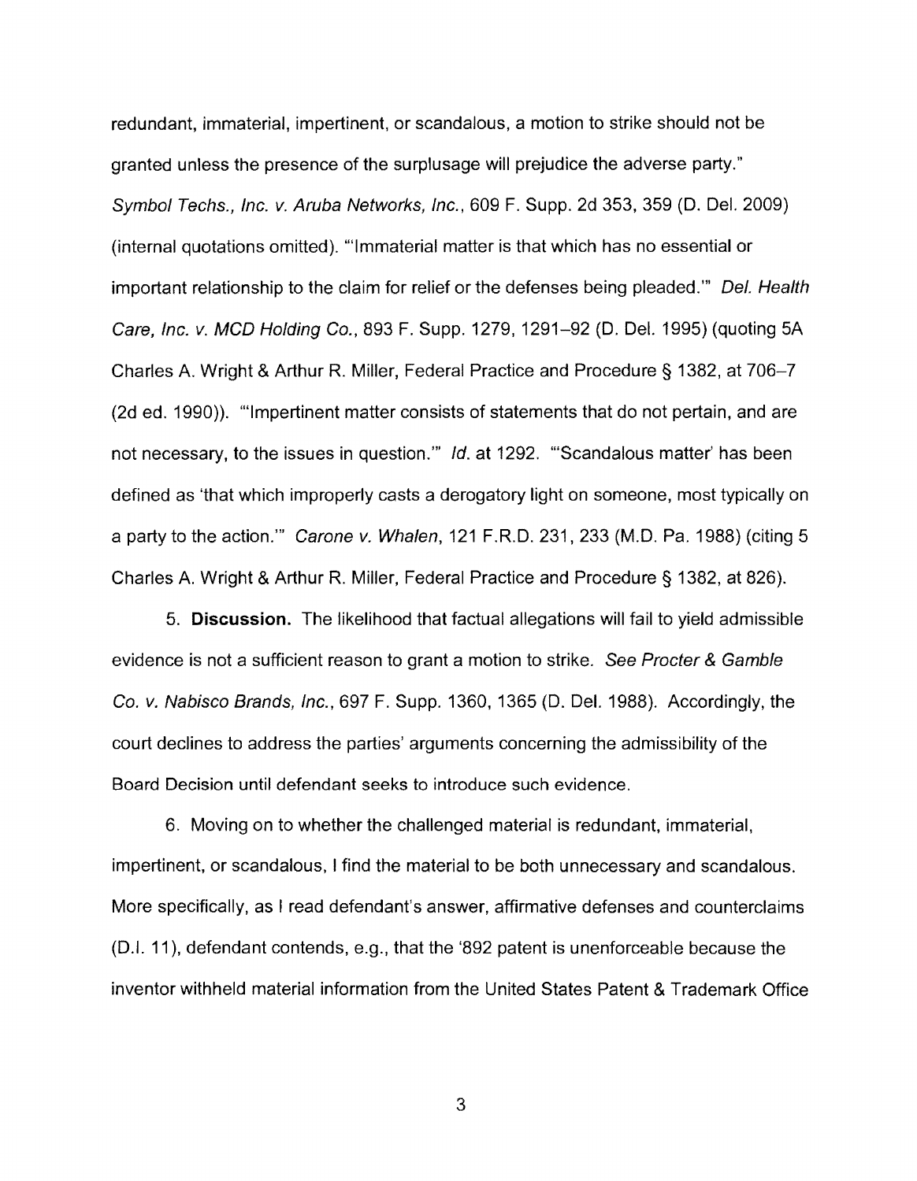redundant, immaterial, impertinent, or scandalous, a motion to strike should not be granted unless the presence of the surplusage will prejudice the adverse party." *Symbol Techs., Inc. v. Aruba Networks, Inc.*, 609 F. Supp. 2d 353, 359 (D. Del. 2009) (internal quotations omitted). "'Immaterial matter is that which has no essential or important relationship to the claim for relief or the defenses being pleaded.'" *Del. Health Care, Inc. v. MCD Holding Co.*, 893 F. Supp. 1279, 1291–92 (D. Del. 1995) (quoting 5A Charles A. Wright & Arthur R. Miller, Federal Practice and Procedure § 1382, at 706–7 (2d ed. 1990)). "'Impertinent matter consists of statements that do not pertain, and are not necessary, to the issues in question.'" *Id.* at 1292. "'Scandalous matter' has been defined as 'that which improperly casts a derogatory light on someone, most typically on a party to the action.'" *Carone v. Whalen*, 121 F.R.D. 231, 233 (M.D. Pa. 1988) (citing 5 Charles A. Wright & Arthur R. Miller, Federal Practice and Procedure § 1382, at 826).

5. **Discussion.** The likelihood that factual allegations will fail to yield admissible evidence is not a sufficient reason to grant a motion to strike. *See Procter & Gamble Co. v. Nabisco Brands, Inc.*, 697 F. Supp. 1360, 1365 (D. Del. 1988). Accordingly, the court declines to address the parties' arguments concerning the admissibility of the Board Decision until defendant seeks to introduce such evidence.

6. Moving on to whether the challenged material is redundant, immaterial, impertinent, or scandalous, I find the material to be both unnecessary and scandalous. More specifically, as I read defendant's answer, affirmative defenses and counterclaims (D.I. 11), defendant contends, e.g., that the '892 patent is unenforceable because the inventor withheld material information from the United States Patent & Trademark Office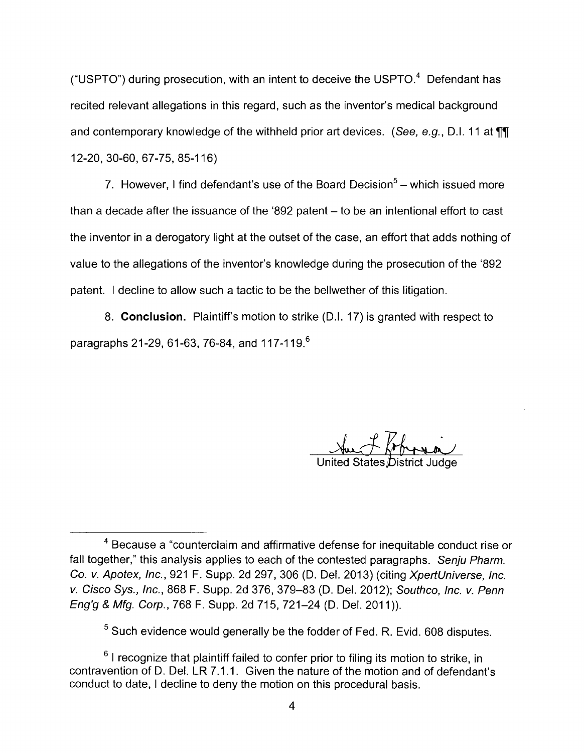("USPTO") during prosecution, with an intent to deceive the USPTO.[4] Defendant has recited relevant allegations in this regard, such as the inventor's medical background and contemporary knowledge of the withheld prior art devices. (*See, e.g.*, D.I. 11 at ¶¶ 12-20, 30-60, 67-75, 85-116)

7. However, I find defendant's use of the Board Decision[5] – which issued more than a decade after the issuance of the '892 patent – to be an intentional effort to cast the inventor in a derogatory light at the outset of the case, an effort that adds nothing of value to the allegations of the inventor's knowledge during the prosecution of the '892 patent. I decline to allow such a tactic to be the bellwether of this litigation.

8. **Conclusion.** Plaintiff's motion to strike (D.I. 17) is granted with respect to paragraphs 21-29, 61-63, 76-84, and 117-119.[6]

United States District Judge

---

[4] Because a "counterclaim and affirmative defense for inequitable conduct rise or fall together," this analysis applies to each of the contested paragraphs. *Senju Pharm. Co. v. Apotex, Inc.*, 921 F. Supp. 2d 297, 306 (D. Del. 2013) (citing *XpertUniverse, Inc. v. Cisco Sys., Inc.*, 868 F. Supp. 2d 376, 379–83 (D. Del. 2012); *Southco, Inc. v. Penn Eng'g & Mfg. Corp.*, 768 F. Supp. 2d 715, 721–24 (D. Del. 2011)).

[5] Such evidence would generally be the fodder of Fed. R. Evid. 608 disputes.

[6] I recognize that plaintiff failed to confer prior to filing its motion to strike, in contravention of D. Del. LR 7.1.1. Given the nature of the motion and of defendant's conduct to date, I decline to deny the motion on this procedural basis.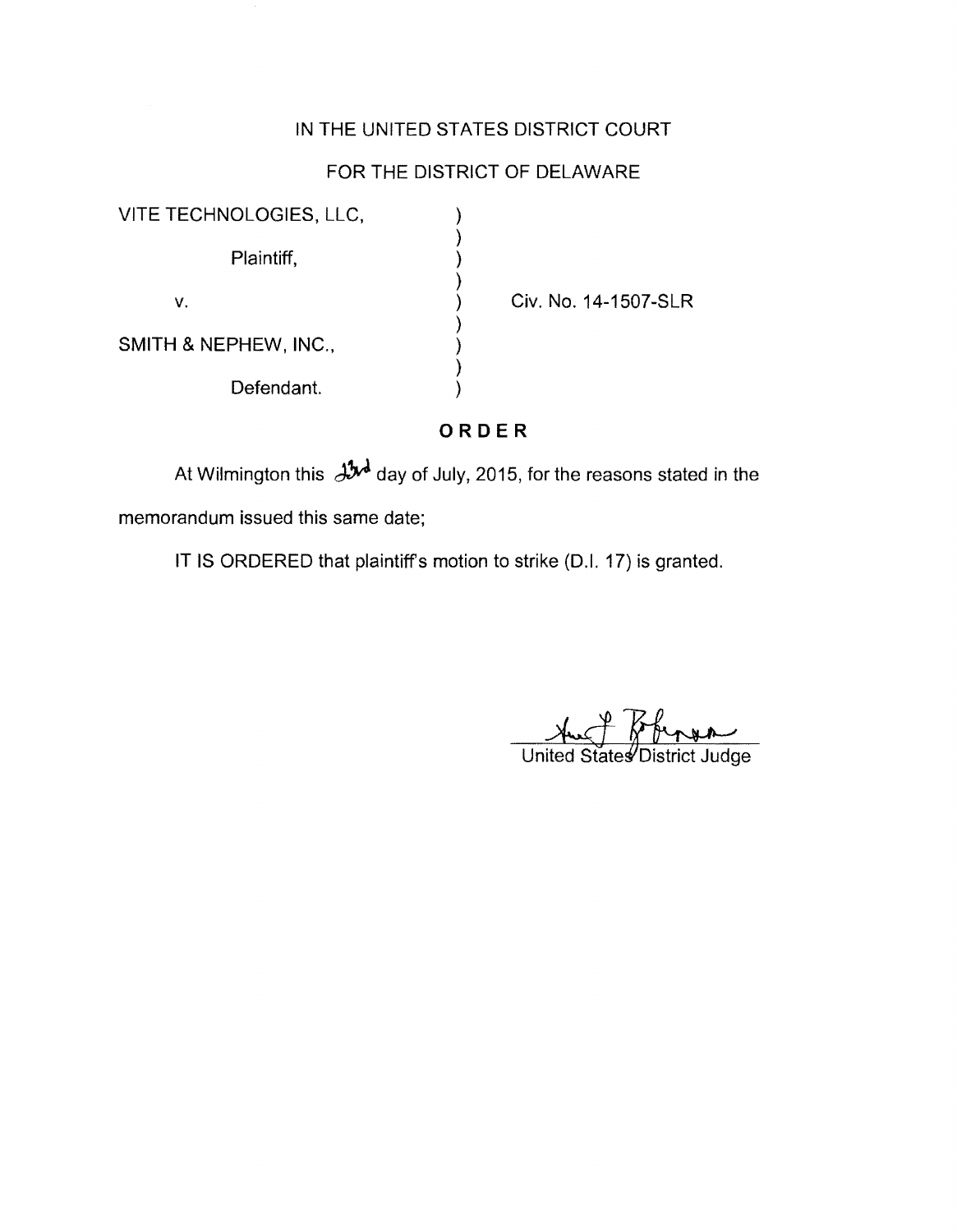IN THE UNITED STATES DISTRICT COURT

FOR THE DISTRICT OF DELAWARE

| | | |
|---|---|---|
| VITE TECHNOLOGIES, LLC, | ) | |
| Plaintiff, | ) | |
| v. | ) | Civ. No. 14-1507-SLR |
| SMITH & NEPHEW, INC., | ) | |
| Defendant. | ) | |

**ORDER**

At Wilmington this 23rd day of July, 2015, for the reasons stated in the memorandum issued this same date;

IT IS ORDERED that plaintiff's motion to strike (D.I. 17) is granted.

United States District Judge